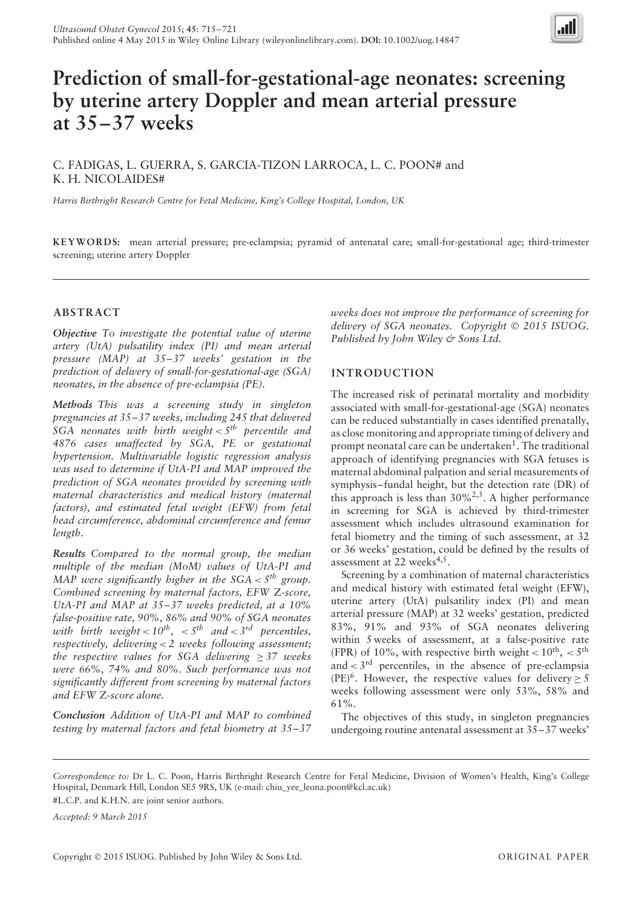# Prediction of small-for-gestational-age neonates: screening by uterine artery Doppler and mean arterial pressure at 35–37 weeks

C. FADIGAS, L. GUERRA, S. GARCIA-TIZON LARROCA, L. C. POON# and K. H. NICOLAIDES#

*Harris Birthright Research Centre for Fetal Medicine, King's College Hospital, London, UK*

**KEYWORDS:** mean arterial pressure; pre-eclampsia; pyramid of antenatal care; small-for-gestational-age; third-trimester screening; uterine artery Doppler

## ABSTRACT

***Objective*** *To investigate the potential value of uterine artery (UtA) pulsatility index (PI) and mean arterial pressure (MAP) at 35–37 weeks' gestation in the prediction of delivery of small-for-gestational-age (SGA) neonates, in the absence of pre-eclampsia (PE).*

***Methods*** *This was a screening study in singleton pregnancies at 35–37 weeks, including 245 that delivered SGA neonates with birth weight < 5th percentile and 4876 cases unaffected by SGA, PE or gestational hypertension. Multivariable logistic regression analysis was used to determine if UtA-PI and MAP improved the prediction of SGA neonates provided by screening with maternal characteristics and medical history (maternal factors), and estimated fetal weight (EFW) from fetal head circumference, abdominal circumference and femur length.*

***Results*** *Compared to the normal group, the median multiple of the median (MoM) values of UtA-PI and MAP were significantly higher in the SGA < 5th group. Combined screening by maternal factors, EFW Z-score, UtA-PI and MAP at 35–37 weeks predicted, at a 10% false-positive rate, 90%, 86% and 90% of SGA neonates with birth weight < 10th, < 5th and < 3rd percentiles, respectively, delivering < 2 weeks following assessment; the respective values for SGA delivering ≥ 37 weeks were 66%, 74% and 80%. Such performance was not significantly different from screening by maternal factors and EFW Z-score alone.*

***Conclusion*** *Addition of UtA-PI and MAP to combined testing by maternal factors and fetal biometry at 35–37 weeks does not improve the performance of screening for delivery of SGA neonates. Copyright © 2015 ISUOG. Published by John Wiley & Sons Ltd.*

## INTRODUCTION

The increased risk of perinatal mortality and morbidity associated with small-for-gestational-age (SGA) neonates can be reduced substantially in cases identified prenatally, as close monitoring and appropriate timing of delivery and prompt neonatal care can be undertaken[1]. The traditional approach of identifying pregnancies with SGA fetuses is maternal abdominal palpation and serial measurements of symphysis–fundal height, but the detection rate (DR) of this approach is less than 30%[2,3]. A higher performance in screening for SGA is achieved by third-trimester assessment which includes ultrasound examination for fetal biometry and the timing of such assessment, at 32 or 36 weeks' gestation, could be defined by the results of assessment at 22 weeks[4,5].

Screening by a combination of maternal characteristics and medical history with estimated fetal weight (EFW), uterine artery (UtA) pulsatility index (PI) and mean arterial pressure (MAP) at 32 weeks' gestation, predicted 83%, 91% and 93% of SGA neonates delivering within 5 weeks of assessment, at a false-positive rate (FPR) of 10%, with respective birth weight < 10th, < 5th and < 3rd percentiles, in the absence of pre-eclampsia (PE)[6]. However, the respective values for delivery ≥ 5 weeks following assessment were only 53%, 58% and 61%.

The objectives of this study, in singleton pregnancies undergoing routine antenatal assessment at 35–37 weeks'

*Correspondence to:* Dr L. C. Poon, Harris Birthright Research Centre for Fetal Medicine, Division of Women's Health, King's College Hospital, Denmark Hill, London SE5 9RS, UK (e-mail: chiu_yee_leona.poon@kcl.ac.uk)

#L.C.P. and K.H.N. are joint senior authors.

*Accepted: 9 March 2015*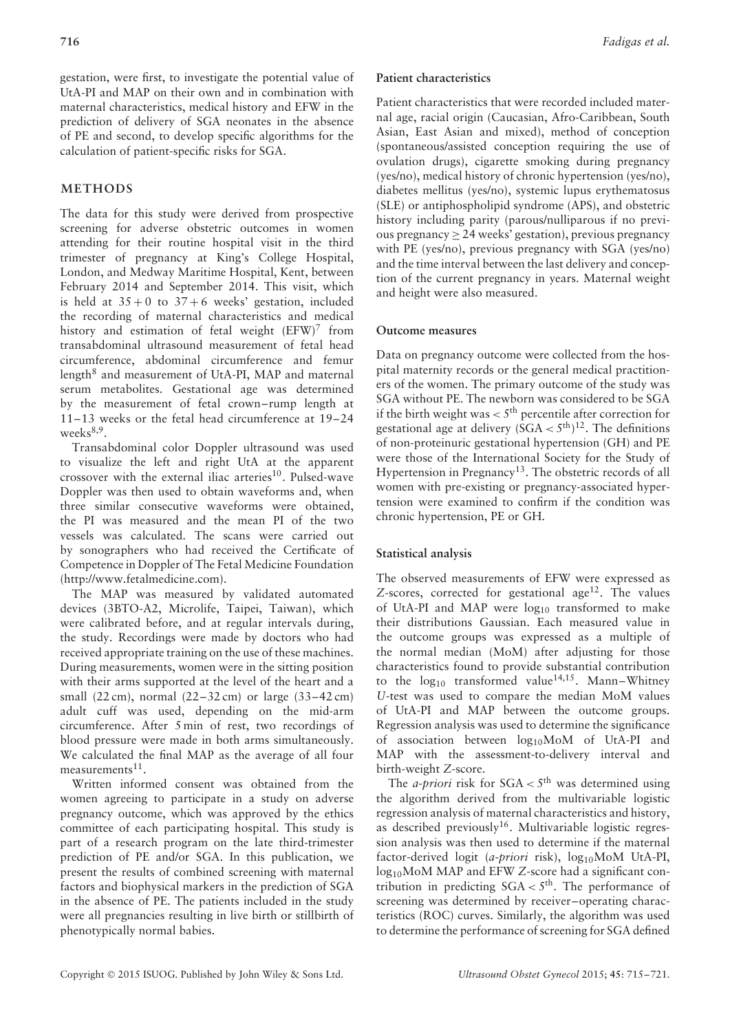gestation, were first, to investigate the potential value of UtA-PI and MAP on their own and in combination with maternal characteristics, medical history and EFW in the prediction of delivery of SGA neonates in the absence of PE and second, to develop specific algorithms for the calculation of patient-specific risks for SGA.

## METHODS

The data for this study were derived from prospective screening for adverse obstetric outcomes in women attending for their routine hospital visit in the third trimester of pregnancy at King's College Hospital, London, and Medway Maritime Hospital, Kent, between February 2014 and September 2014. This visit, which is held at 35 + 0 to 37 + 6 weeks' gestation, included the recording of maternal characteristics and medical history and estimation of fetal weight (EFW)[7] from transabdominal ultrasound measurement of fetal head circumference, abdominal circumference and femur length[8] and measurement of UtA-PI, MAP and maternal serum metabolites. Gestational age was determined by the measurement of fetal crown–rump length at 11–13 weeks or the fetal head circumference at 19–24 weeks[8,9].

Transabdominal color Doppler ultrasound was used to visualize the left and right UtA at the apparent crossover with the external iliac arteries[10]. Pulsed-wave Doppler was then used to obtain waveforms and, when three similar consecutive waveforms were obtained, the PI was measured and the mean PI of the two vessels was calculated. The scans were carried out by sonographers who had received the Certificate of Competence in Doppler of The Fetal Medicine Foundation (http://www.fetalmedicine.com).

The MAP was measured by validated automated devices (3BTO-A2, Microlife, Taipei, Taiwan), which were calibrated before, and at regular intervals during, the study. Recordings were made by doctors who had received appropriate training on the use of these machines. During measurements, women were in the sitting position with their arms supported at the level of the heart and a small (22 cm), normal (22–32 cm) or large (33–42 cm) adult cuff was used, depending on the mid-arm circumference. After 5 min of rest, two recordings of blood pressure were made in both arms simultaneously. We calculated the final MAP as the average of all four measurements[11].

Written informed consent was obtained from the women agreeing to participate in a study on adverse pregnancy outcome, which was approved by the ethics committee of each participating hospital. This study is part of a research program on the late third-trimester prediction of PE and/or SGA. In this publication, we present the results of combined screening with maternal factors and biophysical markers in the prediction of SGA in the absence of PE. The patients included in the study were all pregnancies resulting in live birth or stillbirth of phenotypically normal babies.

### Patient characteristics

Patient characteristics that were recorded included maternal age, racial origin (Caucasian, Afro-Caribbean, South Asian, East Asian and mixed), method of conception (spontaneous/assisted conception requiring the use of ovulation drugs), cigarette smoking during pregnancy (yes/no), medical history of chronic hypertension (yes/no), diabetes mellitus (yes/no), systemic lupus erythematosus (SLE) or antiphospholipid syndrome (APS), and obstetric history including parity (parous/nulliparous if no previous pregnancy ≥ 24 weeks' gestation), previous pregnancy with PE (yes/no), previous pregnancy with SGA (yes/no) and the time interval between the last delivery and conception of the current pregnancy in years. Maternal weight and height were also measured.

### Outcome measures

Data on pregnancy outcome were collected from the hospital maternity records or the general medical practitioners of the women. The primary outcome of the study was SGA without PE. The newborn was considered to be SGA if the birth weight was < $5^{th}$ percentile after correction for gestational age at delivery (SGA < $5^{th}$)[12]. The definitions of non-proteinuric gestational hypertension (GH) and PE were those of the International Society for the Study of Hypertension in Pregnancy[13]. The obstetric records of all women with pre-existing or pregnancy-associated hypertension were examined to confirm if the condition was chronic hypertension, PE or GH.

### Statistical analysis

The observed measurements of EFW were expressed as $Z$-scores, corrected for gestational age[12]. The values of UtA-PI and MAP were $\log_{10}$ transformed to make their distributions Gaussian. Each measured value in the outcome groups was expressed as a multiple of the normal median (MoM) after adjusting for those characteristics found to provide substantial contribution to the $\log_{10}$ transformed value[14,15]. Mann–Whitney $U$-test was used to compare the median MoM values of UtA-PI and MAP between the outcome groups. Regression analysis was used to determine the significance of association between $\log_{10}$MoM of UtA-PI and MAP with the assessment-to-delivery interval and birth-weight $Z$-score.

The *a-priori* risk for SGA < $5^{th}$ was determined using the algorithm derived from the multivariable logistic regression analysis of maternal characteristics and history, as described previously[16]. Multivariable logistic regression analysis was then used to determine if the maternal factor-derived logit (*a-priori* risk), $\log_{10}$MoM UtA-PI, $\log_{10}$MoM MAP and EFW $Z$-score had a significant contribution in predicting SGA < $5^{th}$. The performance of screening was determined by receiver–operating characteristics (ROC) curves. Similarly, the algorithm was used to determine the performance of screening for SGA defined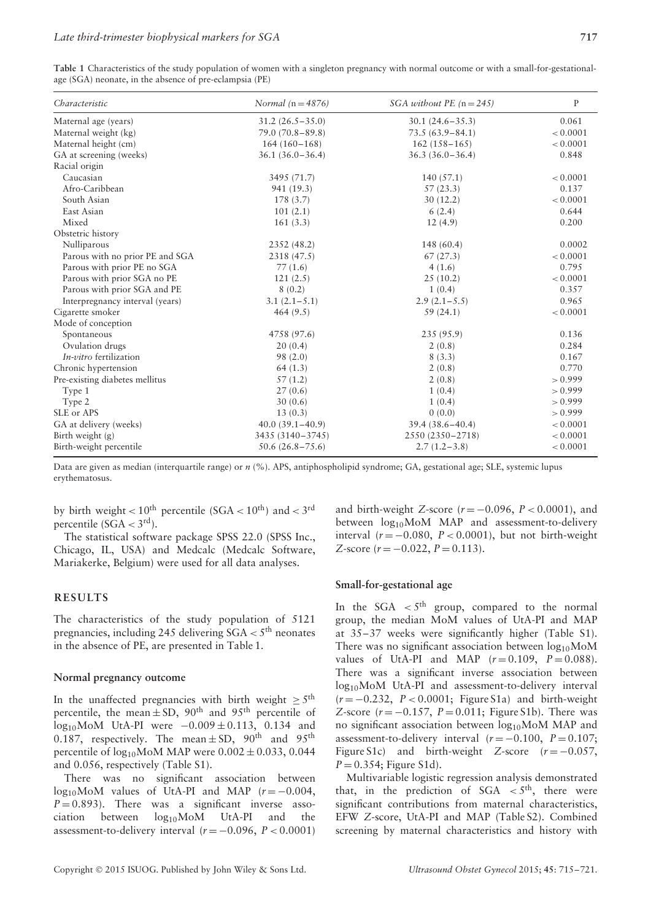**Table 1** Characteristics of the study population of women with a singleton pregnancy with normal outcome or with a small-for-gestational-age (SGA) neonate, in the absence of pre-eclampsia (PE)

| *Characteristic* | *Normal (n = 4876)* | *SGA without PE (n = 245)* | P |
|---|---|---|---|
| Maternal age (years) | 31.2 (26.5–35.0) | 30.1 (24.6–35.3) | 0.061 |
| Maternal weight (kg) | 79.0 (70.8–89.8) | 73.5 (63.9–84.1) | < 0.0001 |
| Maternal height (cm) | 164 (160–168) | 162 (158–165) | < 0.0001 |
| GA at screening (weeks) | 36.1 (36.0–36.4) | 36.3 (36.0–36.4) | 0.848 |
| Racial origin | | | |
| Caucasian | 3495 (71.7) | 140 (57.1) | < 0.0001 |
| Afro-Caribbean | 941 (19.3) | 57 (23.3) | 0.137 |
| South Asian | 178 (3.7) | 30 (12.2) | < 0.0001 |
| East Asian | 101 (2.1) | 6 (2.4) | 0.644 |
| Mixed | 161 (3.3) | 12 (4.9) | 0.200 |
| Obstetric history | | | |
| Nulliparous | 2352 (48.2) | 148 (60.4) | 0.0002 |
| Parous with no prior PE and SGA | 2318 (47.5) | 67 (27.3) | < 0.0001 |
| Parous with prior PE no SGA | 77 (1.6) | 4 (1.6) | 0.795 |
| Parous with prior SGA no PE | 121 (2.5) | 25 (10.2) | < 0.0001 |
| Parous with prior SGA and PE | 8 (0.2) | 1 (0.4) | 0.357 |
| Interpregnancy interval (years) | 3.1 (2.1–5.1) | 2.9 (2.1–5.5) | 0.965 |
| Cigarette smoker | 464 (9.5) | 59 (24.1) | < 0.0001 |
| Mode of conception | | | |
| Spontaneous | 4758 (97.6) | 235 (95.9) | 0.136 |
| Ovulation drugs | 20 (0.4) | 2 (0.8) | 0.284 |
| *In-vitro* fertilization | 98 (2.0) | 8 (3.3) | 0.167 |
| Chronic hypertension | 64 (1.3) | 2 (0.8) | 0.770 |
| Pre-existing diabetes mellitus | 57 (1.2) | 2 (0.8) | > 0.999 |
| Type 1 | 27 (0.6) | 1 (0.4) | > 0.999 |
| Type 2 | 30 (0.6) | 1 (0.4) | > 0.999 |
| SLE or APS | 13 (0.3) | 0 (0.0) | > 0.999 |
| GA at delivery (weeks) | 40.0 (39.1–40.9) | 39.4 (38.6–40.4) | < 0.0001 |
| Birth weight (g) | 3435 (3140–3745) | 2550 (2350–2718) | < 0.0001 |
| Birth-weight percentile | 50.6 (26.8–75.6) | 2.7 (1.2–3.8) | < 0.0001 |

Data are given as median (interquartile range) or *n* (%). APS, antiphospholipid syndrome; GA, gestational age; SLE, systemic lupus erythematosus.

by birth weight < $10^{th}$ percentile (SGA < $10^{th}$) and < $3^{rd}$ percentile (SGA < $3^{rd}$).

The statistical software package SPSS 22.0 (SPSS Inc., Chicago, IL, USA) and Medcalc (Medcalc Software, Mariakerke, Belgium) were used for all data analyses.

## RESULTS

The characteristics of the study population of 5121 pregnancies, including 245 delivering SGA < $5^{th}$ neonates in the absence of PE, are presented in Table 1.

### Normal pregnancy outcome

In the unaffected pregnancies with birth weight $\geq 5^{th}$ percentile, the mean ± SD, $90^{th}$ and $95^{th}$ percentile of $\log_{10}$MoM UtA-PI were $-0.009 \pm 0.113$, 0.134 and 0.187, respectively. The mean ± SD, $90^{th}$ and $95^{th}$ percentile of $\log_{10}$MoM MAP were $0.002 \pm 0.033$, 0.044 and 0.056, respectively (Table S1).

There was no significant association between $\log_{10}$MoM values of UtA-PI and MAP ($r = -0.004$, $P = 0.893$). There was a significant inverse association between $\log_{10}$MoM UtA-PI and the assessment-to-delivery interval ($r = -0.096$, $P < 0.0001$) and birth-weight *Z*-score ($r = -0.096$, $P < 0.0001$), and between $\log_{10}$MoM MAP and assessment-to-delivery interval ($r = -0.080$, $P < 0.0001$), but not birth-weight *Z*-score ($r = -0.022$, $P = 0.113$).

### Small-for-gestational age

In the SGA < $5^{th}$ group, compared to the normal group, the median MoM values of UtA-PI and MAP at 35–37 weeks were significantly higher (Table S1). There was no significant association between $\log_{10}$MoM values of UtA-PI and MAP ($r = 0.109$, $P = 0.088$). There was a significant inverse association between $\log_{10}$MoM UtA-PI and assessment-to-delivery interval ($r = -0.232$, $P < 0.0001$; Figure S1a) and birth-weight *Z*-score ($r = -0.157$, $P = 0.011$; Figure S1b). There was no significant association between $\log_{10}$MoM MAP and assessment-to-delivery interval ($r = -0.100$, $P = 0.107$; Figure S1c) and birth-weight *Z*-score ($r = -0.057$, $P = 0.354$; Figure S1d).

Multivariable logistic regression analysis demonstrated that, in the prediction of SGA < $5^{th}$, there were significant contributions from maternal characteristics, EFW *Z*-score, UtA-PI and MAP (Table S2). Combined screening by maternal characteristics and history with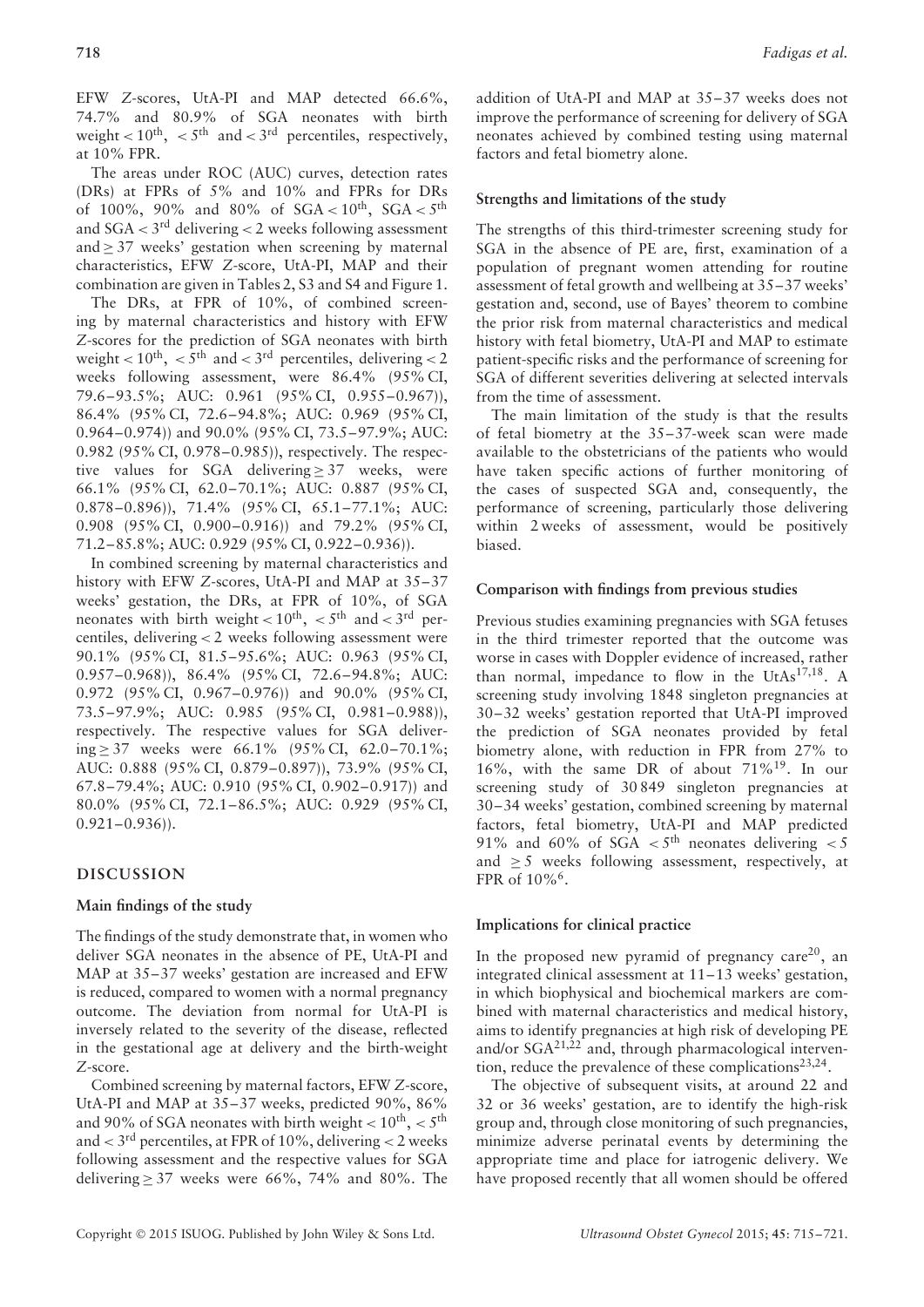EFW $Z$-scores, UtA-PI and MAP detected 66.6%, 74.7% and 80.9% of SGA neonates with birth weight $< 10^{th}$, $< 5^{th}$ and $< 3^{rd}$ percentiles, respectively, at 10% FPR.

The areas under ROC (AUC) curves, detection rates (DRs) at FPRs of 5% and 10% and FPRs for DRs of 100%, 90% and 80% of SGA $< 10^{th}$, SGA $< 5^{th}$ and SGA $< 3^{rd}$ delivering $< 2$ weeks following assessment and $\geq 37$ weeks' gestation when screening by maternal characteristics, EFW $Z$-score, UtA-PI, MAP and their combination are given in Tables 2, S3 and S4 and Figure 1.

The DRs, at FPR of 10%, of combined screening by maternal characteristics and history with EFW $Z$-scores for the prediction of SGA neonates with birth weight $< 10^{th}$, $< 5^{th}$ and $< 3^{rd}$ percentiles, delivering $< 2$ weeks following assessment, were 86.4% (95% CI, 79.6–93.5%; AUC: 0.961 (95% CI, 0.955–0.967)), 86.4% (95% CI, 72.6–94.8%; AUC: 0.969 (95% CI, 0.964–0.974)) and 90.0% (95% CI, 73.5–97.9%; AUC: 0.982 (95% CI, 0.978–0.985)), respectively. The respective values for SGA delivering $\geq 37$ weeks, were 66.1% (95% CI, 62.0–70.1%; AUC: 0.887 (95% CI, 0.878–0.896)), 71.4% (95% CI, 65.1–77.1%; AUC: 0.908 (95% CI, 0.900–0.916)) and 79.2% (95% CI, 71.2–85.8%; AUC: 0.929 (95% CI, 0.922–0.936)).

In combined screening by maternal characteristics and history with EFW $Z$-scores, UtA-PI and MAP at 35–37 weeks' gestation, the DRs, at FPR of 10%, of SGA neonates with birth weight $< 10^{th}$, $< 5^{th}$ and $< 3^{rd}$ percentiles, delivering $< 2$ weeks following assessment were 90.1% (95% CI, 81.5–95.6%; AUC: 0.963 (95% CI, 0.957–0.968)), 86.4% (95% CI, 72.6–94.8%; AUC: 0.972 (95% CI, 0.967–0.976)) and 90.0% (95% CI, 73.5–97.9%; AUC: 0.985 (95% CI, 0.981–0.988)), respectively. The respective values for SGA delivering $\geq 37$ weeks were 66.1% (95% CI, 62.0–70.1%; AUC: 0.888 (95% CI, 0.879–0.897)), 73.9% (95% CI, 67.8–79.4%; AUC: 0.910 (95% CI, 0.902–0.917)) and 80.0% (95% CI, 72.1–86.5%; AUC: 0.929 (95% CI, 0.921–0.936)).

## DISCUSSION

### Main findings of the study

The findings of the study demonstrate that, in women who deliver SGA neonates in the absence of PE, UtA-PI and MAP at 35–37 weeks' gestation are increased and EFW is reduced, compared to women with a normal pregnancy outcome. The deviation from normal for UtA-PI is inversely related to the severity of the disease, reflected in the gestational age at delivery and the birth-weight $Z$-score.

Combined screening by maternal factors, EFW $Z$-score, UtA-PI and MAP at 35–37 weeks, predicted 90%, 86% and 90% of SGA neonates with birth weight $< 10^{th}$, $< 5^{th}$ and $< 3^{rd}$ percentiles, at FPR of 10%, delivering $< 2$ weeks following assessment and the respective values for SGA delivering $\geq 37$ weeks were 66%, 74% and 80%. The addition of UtA-PI and MAP at 35–37 weeks does not improve the performance of screening for delivery of SGA neonates achieved by combined testing using maternal factors and fetal biometry alone.

### Strengths and limitations of the study

The strengths of this third-trimester screening study for SGA in the absence of PE are, first, examination of a population of pregnant women attending for routine assessment of fetal growth and wellbeing at 35–37 weeks' gestation and, second, use of Bayes' theorem to combine the prior risk from maternal characteristics and medical history with fetal biometry, UtA-PI and MAP to estimate patient-specific risks and the performance of screening for SGA of different severities delivering at selected intervals from the time of assessment.

The main limitation of the study is that the results of fetal biometry at the 35–37-week scan were made available to the obstetricians of the patients who would have taken specific actions of further monitoring of the cases of suspected SGA and, consequently, the performance of screening, particularly those delivering within 2 weeks of assessment, would be positively biased.

### Comparison with findings from previous studies

Previous studies examining pregnancies with SGA fetuses in the third trimester reported that the outcome was worse in cases with Doppler evidence of increased, rather than normal, impedance to flow in the UtAs[17,18]. A screening study involving 1848 singleton pregnancies at 30–32 weeks' gestation reported that UtA-PI improved the prediction of SGA neonates provided by fetal biometry alone, with reduction in FPR from 27% to 16%, with the same DR of about 71%[19]. In our screening study of 30 849 singleton pregnancies at 30–34 weeks' gestation, combined screening by maternal factors, fetal biometry, UtA-PI and MAP predicted 91% and 60% of SGA $< 5^{th}$ neonates delivering $< 5$ and $\geq 5$ weeks following assessment, respectively, at FPR of 10%[6].

### Implications for clinical practice

In the proposed new pyramid of pregnancy care[20], an integrated clinical assessment at 11–13 weeks' gestation, in which biophysical and biochemical markers are combined with maternal characteristics and medical history, aims to identify pregnancies at high risk of developing PE and/or SGA[21,22] and, through pharmacological intervention, reduce the prevalence of these complications[23,24].

The objective of subsequent visits, at around 22 and 32 or 36 weeks' gestation, are to identify the high-risk group and, through close monitoring of such pregnancies, minimize adverse perinatal events by determining the appropriate time and place for iatrogenic delivery. We have proposed recently that all women should be offered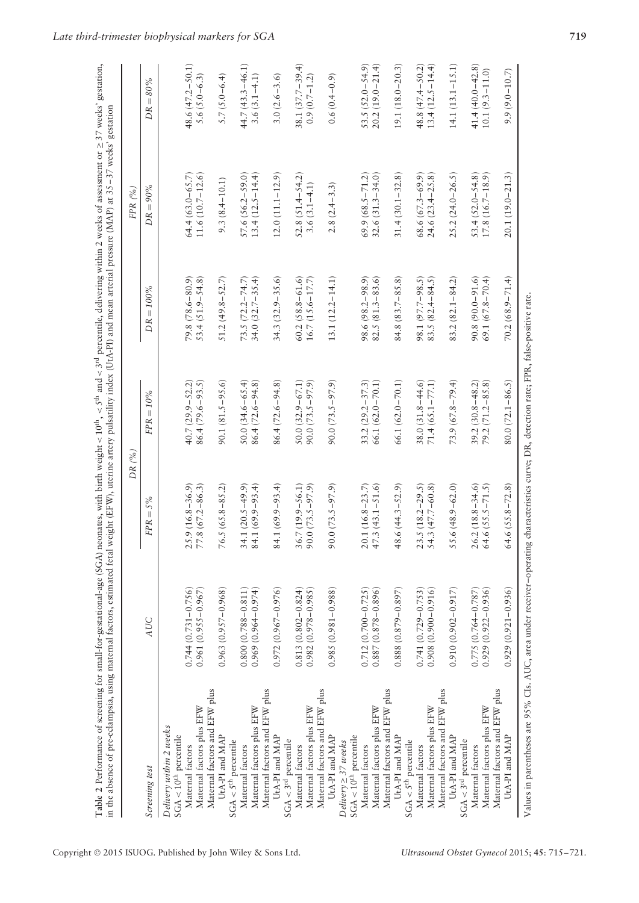**Table 2** Performance of screening for small-for-gestational-age (SGA) neonates, with birth weight < 10th, < 5th and < 3rd percentile, delivering within 2 weeks of assessment or ≥ 37 weeks' gestation, in the absence of pre-eclampsia, using maternal factors, estimated fetal weight (EFW), uterine artery pulsatility index (UtA-PI) and mean arterial pressure (MAP) at 35–37 weeks' gestation

| Screening test | AUC | DR (%) | | FPR (%) | | |
|---|---|---|---|---|---|---|
| | | *FPR = 5%* | *FPR = 10%* | *DR = 100%* | *DR = 90%* | *DR = 80%* |
| ***Delivery within 2 weeks*** | | | | | | |
| SGA < 10th percentile | | | | | | |
| Maternal factors | 0.744 (0.731–0.756) | 25.9 (16.8–36.9) | 40.7 (29.9–52.2) | 79.8 (78.6–80.9) | 64.4 (63.0–65.7) | 48.6 (47.2–50.1) |
| Maternal factors plus EFW | 0.961 (0.955–0.967) | 77.8 (67.2–86.3) | 86.4 (79.6–93.5) | 53.4 (51.9–54.8) | 11.6 (10.7–12.6) | 5.6 (5.0–6.3) |
| Maternal factors and EFW plus UtA-PI and MAP | 0.963 (0.957–0.968) | 76.5 (65.8–85.2) | 90.1 (81.5–95.6) | 51.2 (49.8–52.7) | 9.3 (8.4–10.1) | 5.7 (5.0–6.4) |
| SGA < 5th percentile | | | | | | |
| Maternal factors | 0.800 (0.788–0.811) | 34.1 (20.5–49.9) | 50.0 (34.6–65.4) | 73.5 (72.2–74.7) | 57.6 (56.2–59.0) | 44.7 (43.3–46.1) |
| Maternal factors plus EFW | 0.969 (0.964–0.974) | 84.1 (69.9–93.4) | 86.4 (72.6–94.8) | 34.0 (32.7–35.4) | 13.4 (12.5–14.4) | 3.6 (3.1–4.1) |
| Maternal factors and EFW plus UtA-PI and MAP | 0.972 (0.967–0.976) | 84.1 (69.9–93.4) | 86.4 (72.6–94.8) | 34.3 (32.9–35.6) | 12.0 (11.1–12.9) | 3.0 (2.6–3.6) |
| SGA < 3rd percentile | | | | | | |
| Maternal factors | 0.813 (0.802–0.824) | 36.7 (19.9–56.1) | 50.0 (32.9–67.1) | 60.2 (58.8–61.6) | 52.8 (51.4–54.2) | 38.1 (37.7–39.4) |
| Maternal factors plus EFW | 0.982 (0.978–0.985) | 90.0 (73.5–97.9) | 90.0 (73.5–97.9) | 16.7 (15.6–17.7) | 3.6 (3.1–4.1) | 0.9 (0.7–1.2) |
| Maternal factors and EFW plus UtA-PI and MAP | 0.985 (0.981–0.988) | 90.0 (73.5–97.9) | 90.0 (73.5–97.9) | 13.1 (12.2–14.1) | 2.8 (2.4–3.3) | 0.6 (0.4–0.9) |
| ***Delivery ≥ 37 weeks*** | | | | | | |
| SGA < 10th percentile | | | | | | |
| Maternal factors | 0.712 (0.700–0.725) | 20.1 (16.8–23.7) | 33.2 (29.2–37.3) | 98.6 (98.2–98.9) | 69.9 (68.5–71.2) | 53.5 (52.0–54.9) |
| Maternal factors plus EFW | 0.887 (0.878–0.896) | 47.3 (43.1–51.6) | 66.1 (62.0–70.1) | 82.5 (81.3–83.6) | 32.6 (31.3–34.0) | 20.2 (19.0–21.4) |
| Maternal factors and EFW plus UtA-PI and MAP | 0.888 (0.879–0.897) | 48.6 (44.3–52.9) | 66.1 (62.0–70.1) | 84.8 (83.7–85.8) | 31.4 (30.1–32.8) | 19.1 (18.0–20.3) |
| SGA < 5th percentile | | | | | | |
| Maternal factors | 0.741 (0.729–0.753) | 23.5 (18.2–29.5) | 38.0 (31.8–44.6) | 98.1 (97.7–98.5) | 68.6 (67.3–69.9) | 48.8 (47.4–50.2) |
| Maternal factors plus EFW | 0.908 (0.900–0.916) | 54.3 (47.7–60.8) | 71.4 (65.1–77.1) | 83.5 (82.4–84.5) | 24.6 (23.4–25.8) | 13.4 (12.5–14.4) |
| Maternal factors and EFW plus UtA-PI and MAP | 0.910 (0.902–0.917) | 55.6 (48.9–62.0) | 73.9 (67.8–79.4) | 83.2 (82.1–84.2) | 25.2 (24.0–26.5) | 14.1 (13.1–15.1) |
| SGA < 3rd percentile | | | | | | |
| Maternal factors | 0.775 (0.764–0.787) | 26.2 (18.8–34.6) | 39.2 (30.8–48.2) | 90.8 (90.0–91.6) | 53.4 (52.0–54.8) | 41.4 (40.0–42.8) |
| Maternal factors plus EFW | 0.929 (0.922–0.936) | 64.6 (55.5–71.5) | 79.2 (71.2–85.8) | 69.1 (67.8–70.4) | 17.8 (16.7–18.9) | 10.1 (9.3–11.0) |
| Maternal factors and EFW plus UtA-PI and MAP | 0.929 (0.921–0.936) | 64.6 (55.8–72.8) | 80.0 (72.1–86.5) | 70.2 (68.9–71.4) | 20.1 (19.0–21.3) | 9.9 (9.0–10.7) |

Values in parentheses are 95% CIs. AUC, area under receiver–operating characteristics curve; DR, detection rate; FPR, false-positive rate.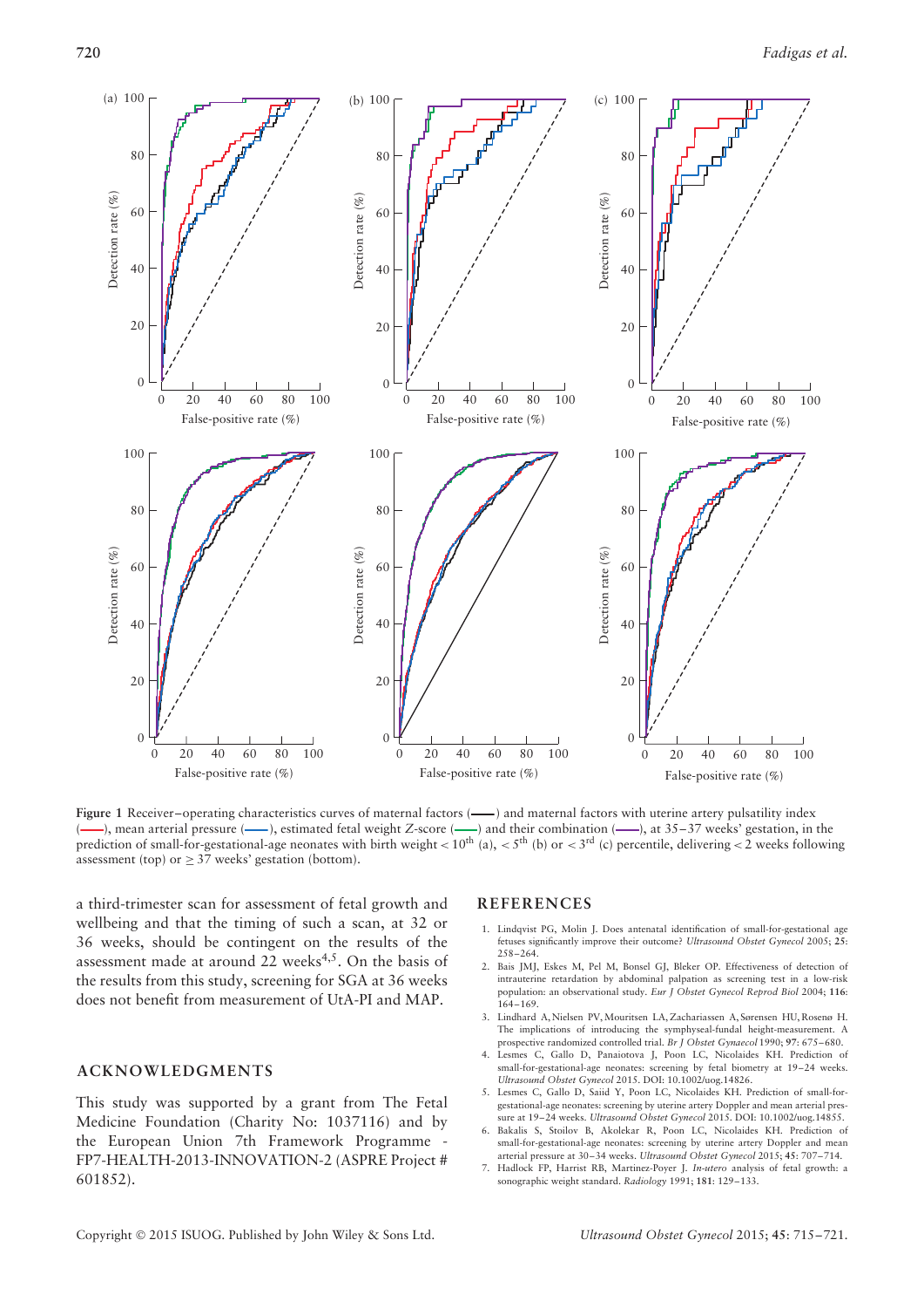**Figure 1** Receiver–operating characteristics curves of maternal factors (——) and maternal factors with uterine artery pulsatility index (——), mean arterial pressure (——), estimated fetal weight Z-score (——) and their combination (——), at 35–37 weeks' gestation, in the prediction of small-for-gestational-age neonates with birth weight < 10th (a), < 5th (b) or < 3rd (c) percentile, delivering < 2 weeks following assessment (top) or ≥ 37 weeks' gestation (bottom).

a third-trimester scan for assessment of fetal growth and wellbeing and that the timing of such a scan, at 32 or 36 weeks, should be contingent on the results of the assessment made at around 22 weeks[4,5]. On the basis of the results from this study, screening for SGA at 36 weeks does not benefit from measurement of UtA-PI and MAP.

## ACKNOWLEDGMENTS

This study was supported by a grant from The Fetal Medicine Foundation (Charity No: 1037116) and by the European Union 7th Framework Programme - FP7-HEALTH-2013-INNOVATION-2 (ASPRE Project # 601852).

## REFERENCES

1. Lindqvist PG, Molin J. Does antenatal identification of small-for-gestational age fetuses significantly improve their outcome? *Ultrasound Obstet Gynecol* 2005; **25**: 258–264.
2. Bais JMJ, Eskes M, Pel M, Bonsel GJ, Bleker OP. Effectiveness of detection of intrauterine retardation by abdominal palpation as screening test in a low-risk population: an observational study. *Eur J Obstet Gynecol Reprod Biol* 2004; **116**: 164–169.
3. Lindhard A, Nielsen PV, Mouritsen LA, Zachariassen A, Sørensen HU, Roseno H. The implications of introducing the symphyseal-fundal height-measurement. A prospective randomized controlled trial. *Br J Obstet Gynaecol* 1990; **97**: 675–680.
4. Lesmes C, Gallo D, Panaiotova J, Poon LC, Nicolaides KH. Prediction of small-for-gestational-age neonates: screening by fetal biometry at 19–24 weeks. *Ultrasound Obstet Gynecol* 2015. DOI: 10.1002/uog.14826.
5. Lesmes C, Gallo D, Saiid Y, Poon LC, Nicolaides KH. Prediction of small-for-gestational-age neonates: screening by uterine artery Doppler and mean arterial pressure at 19–24 weeks. *Ultrasound Obstet Gynecol* 2015. DOI: 10.1002/uog.14855.
6. Bakalis S, Stoilov B, Akolekar R, Poon LC, Nicolaides KH. Prediction of small-for-gestational-age neonates: screening by uterine artery Doppler and mean arterial pressure at 30–34 weeks. *Ultrasound Obstet Gynecol* 2015; **45**: 707–714.
7. Hadlock FP, Harrist RB, Martinez-Poyer J. *In-utero* analysis of fetal growth: a sonographic weight standard. *Radiology* 1991; **181**: 129–133.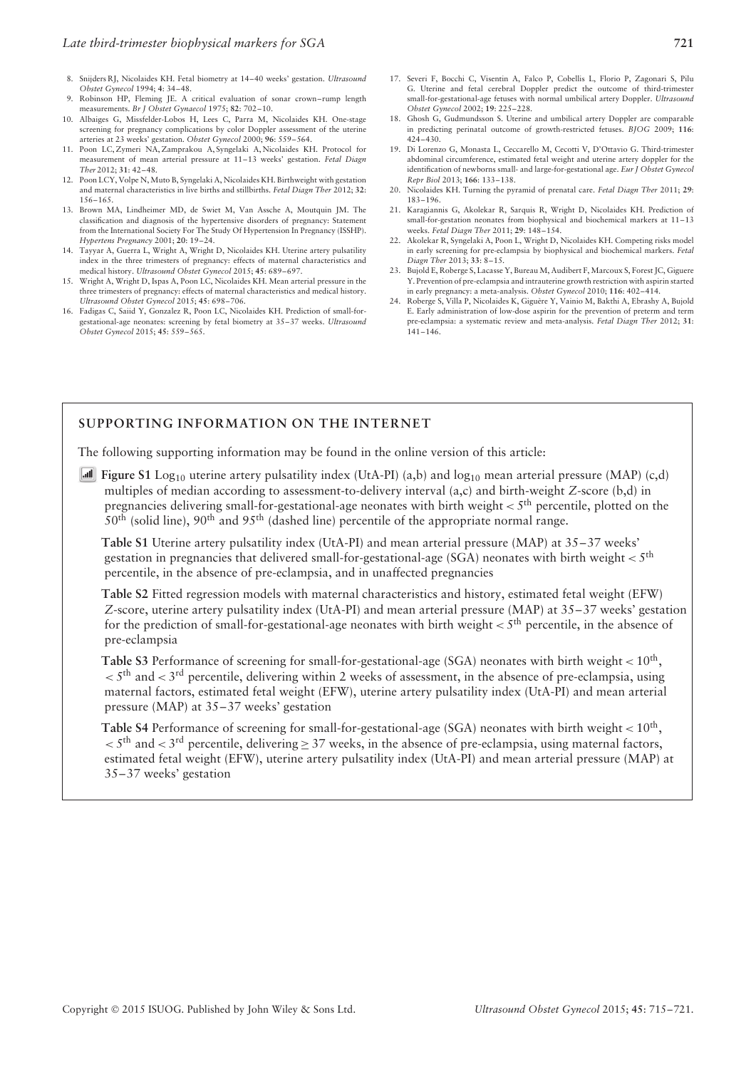8. Snijders RJ, Nicolaides KH. Fetal biometry at 14–40 weeks' gestation. *Ultrasound Obstet Gynecol* 1994; **4**: 34–48.
9. Robinson HP, Fleming JE. A critical evaluation of sonar crown–rump length measurements. *Br J Obstet Gynaecol* 1975; **82**: 702–10.
10. Albaiges G, Missfelder-Lobos H, Lees C, Parra M, Nicolaides KH. One-stage screening for pregnancy complications by color Doppler assessment of the uterine arteries at 23 weeks' gestation. *Obstet Gynecol* 2000; **96**: 559–564.
11. Poon LC, Zymeri NA, Zamprakou A, Syngelaki A, Nicolaides KH. Protocol for measurement of mean arterial pressure at 11–13 weeks' gestation. *Fetal Diagn Ther* 2012; **31**: 42–48.
12. Poon LCY, Volpe N, Muto B, Syngelaki A, Nicolaides KH. Birthweight with gestation and maternal characteristics in live births and stillbirths. *Fetal Diagn Ther* 2012; **32**: 156–165.
13. Brown MA, Lindheimer MD, de Swiet M, Van Assche A, Moutquin JM. The classification and diagnosis of the hypertensive disorders of pregnancy: Statement from the International Society For The Study Of Hypertension In Pregnancy (ISSHP). *Hypertens Pregnancy* 2001; **20**: 19–24.
14. Tayyar A, Guerra L, Wright A, Wright D, Nicolaides KH. Uterine artery pulsatility index in the three trimesters of pregnancy: effects of maternal characteristics and medical history. *Ultrasound Obstet Gynecol* 2015; **45**: 689–697.
15. Wright A, Wright D, Ispas A, Poon LC, Nicolaides KH. Mean arterial pressure in the three trimesters of pregnancy: effects of maternal characteristics and medical history. *Ultrasound Obstet Gynecol* 2015; **45**: 698–706.
16. Fadigas C, Saiid Y, Gonzalez R, Poon LC, Nicolaides KH. Prediction of small-for-gestational-age neonates: screening by fetal biometry at 35–37 weeks. *Ultrasound Obstet Gynecol* 2015; **45**: 559–565.
17. Severi F, Bocchi C, Visentin A, Falco P, Cobellis L, Florio P, Zagonari S, Pilu G. Uterine and fetal cerebral Doppler predict the outcome of third-trimester small-for-gestational-age fetuses with normal umbilical artery Doppler. *Ultrasound Obstet Gynecol* 2002; **19**: 225–228.
18. Ghosh G, Gudmundsson S. Uterine and umbilical artery Doppler are comparable in predicting perinatal outcome of growth-restricted fetuses. *BJOG* 2009; **116**: 424–430.
19. Di Lorenzo G, Monasta L, Ceccarello M, Cecotti V, D'Ottavio G. Third-trimester abdominal circumference, estimated fetal weight and uterine artery doppler for the identification of newborns small- and large-for-gestational age. *Eur J Obstet Gynecol Repr Biol* 2013; **166**: 133–138.
20. Nicolaides KH. Turning the pyramid of prenatal care. *Fetal Diagn Ther* 2011; **29**: 183–196.
21. Karagiannis G, Akolekar R, Sarquis R, Wright D, Nicolaides KH. Prediction of small-for-gestation neonates from biophysical and biochemical markers at 11–13 weeks. *Fetal Diagn Ther* 2011; **29**: 148–154.
22. Akolekar R, Syngelaki A, Poon L, Wright D, Nicolaides KH. Competing risks model in early screening for pre-eclampsia by biophysical and biochemical markers. *Fetal Diagn Ther* 2013; **33**: 8–15.
23. Bujold E, Roberge S, Lacasse Y, Bureau M, Audibert F, Marcoux S, Forest JC, Giguere Y. Prevention of pre-eclampsia and intrauterine growth restriction with aspirin started in early pregnancy: a meta-analysis. *Obstet Gynecol* 2010; **116**: 402–414.
24. Roberge S, Villa P, Nicolaides K, Giguère Y, Vainio M, Bakthi A, Ebrashy A, Bujold E. Early administration of low-dose aspirin for the prevention of preterm and term pre-eclampsia: a systematic review and meta-analysis. *Fetal Diagn Ther* 2012; **31**: 141–146.

## SUPPORTING INFORMATION ON THE INTERNET

The following supporting information may be found in the online version of this article:

**Figure S1** $\log_{10}$ uterine artery pulsatility index (UtA-PI) (a,b) and $\log_{10}$ mean arterial pressure (MAP) (c,d) multiples of median according to assessment-to-delivery interval (a,c) and birth-weight *Z*-score (b,d) in pregnancies delivering small-for-gestational-age neonates with birth weight $< 5^{th}$ percentile, plotted on the $50^{th}$ (solid line), $90^{th}$ and $95^{th}$ (dashed line) percentile of the appropriate normal range.

**Table S1** Uterine artery pulsatility index (UtA-PI) and mean arterial pressure (MAP) at 35–37 weeks' gestation in pregnancies that delivered small-for-gestational-age (SGA) neonates with birth weight $< 5^{th}$ percentile, in the absence of pre-eclampsia, and in unaffected pregnancies

**Table S2** Fitted regression models with maternal characteristics and history, estimated fetal weight (EFW) *Z*-score, uterine artery pulsatility index (UtA-PI) and mean arterial pressure (MAP) at 35–37 weeks' gestation for the prediction of small-for-gestational-age neonates with birth weight $< 5^{th}$ percentile, in the absence of pre-eclampsia

**Table S3** Performance of screening for small-for-gestational-age (SGA) neonates with birth weight $< 10^{th}$, $< 5^{th}$ and $< 3^{rd}$ percentile, delivering within 2 weeks of assessment, in the absence of pre-eclampsia, using maternal factors, estimated fetal weight (EFW), uterine artery pulsatility index (UtA-PI) and mean arterial pressure (MAP) at 35–37 weeks' gestation

**Table S4** Performance of screening for small-for-gestational-age (SGA) neonates with birth weight $< 10^{th}$, $< 5^{th}$ and $< 3^{rd}$ percentile, delivering $\geq 37$ weeks, in the absence of pre-eclampsia, using maternal factors, estimated fetal weight (EFW), uterine artery pulsatility index (UtA-PI) and mean arterial pressure (MAP) at 35–37 weeks' gestation